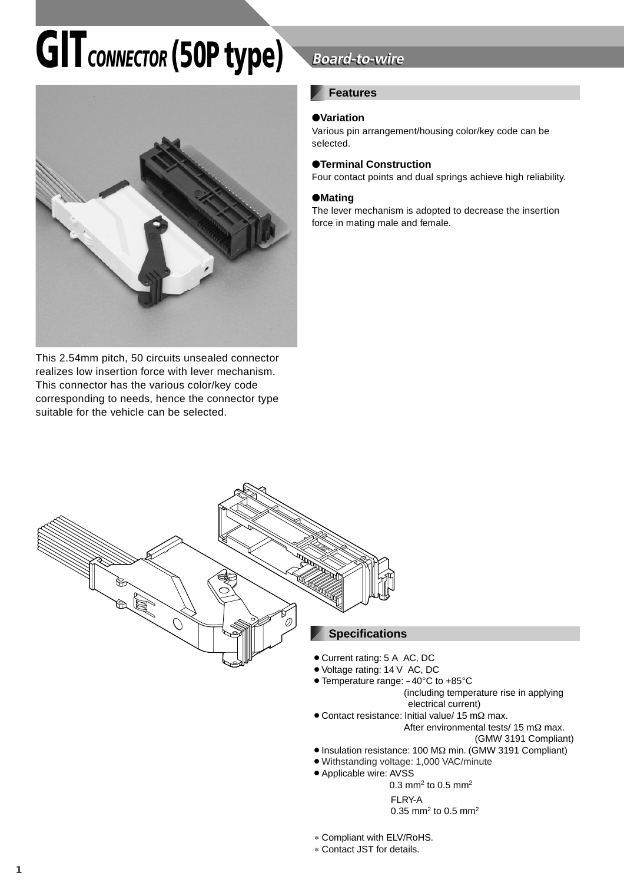# GIT CONNECTOR (50P type)

*Board-to-wire*

This 2.54mm pitch, 50 circuits unsealed connector realizes low insertion force with lever mechanism. This connector has the various color/key code corresponding to needs, hence the connector type suitable for the vehicle can be selected.

## Features

**●Variation**
Various pin arrangement/housing color/key code can be selected.

**●Terminal Construction**
Four contact points and dual springs achieve high reliability.

**●Mating**
The lever mechanism is adopted to decrease the insertion force in mating male and female.

## Specifications

- Current rating: 5 A AC, DC
- Voltage rating: 14 V AC, DC
- Temperature range: –40°C to +85°C (including temperature rise in applying electrical current)
- Contact resistance: Initial value/ 15 mΩ max. After environmental tests/ 15 mΩ max. (GMW 3191 Compliant)
- Insulation resistance: 100 MΩ min. (GMW 3191 Compliant)
- Withstanding voltage: 1,000 VAC/minute
- Applicable wire: AVSS 0.3 mm$^2$ to 0.5 mm$^2$
  FLRY-A 0.35 mm$^2$ to 0.5 mm$^2$

＊ Compliant with ELV/RoHS.
＊ Contact JST for details.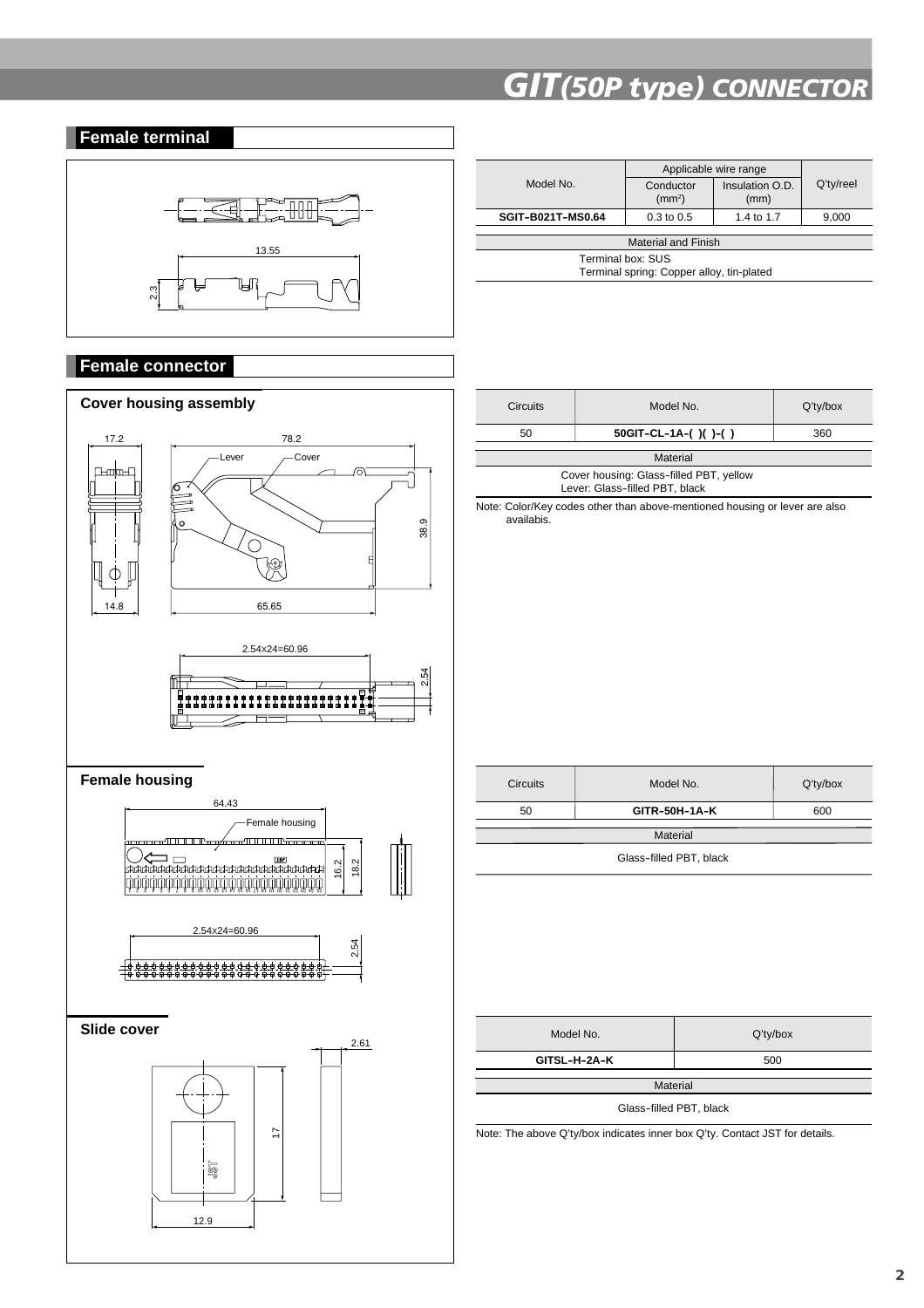# GIT(50P type) CONNECTOR

## Female terminal

13.55

2.3

| Model No. | Applicable wire range | | Q'ty/reel |
|---|---|---|---|
| | Conductor ($mm^2$) | Insulation O.D. (mm) | |
| **SGIT-B021T-MS0.64** | 0.3 to 0.5 | 1.4 to 1.7 | 9,000 |

| Material and Finish |
|---|
| Terminal box: SUS<br>Terminal spring: Copper alloy, tin-plated |

## Female connector

### Cover housing assembly

17.2

78.2

Lever

Cover

38.9

14.8

65.65

2.54X24=60.96

2.54

| Circuits | Model No. | Q'ty/box |
|---|---|---|
| 50 | **50GIT-CL-1A-( )( )-( )** | 360 |

| Material |
|---|
| Cover housing: Glass-filled PBT, yellow<br>Lever: Glass-filled PBT, black |

Note: Color/Key codes other than above-mentioned housing or lever are also availabis.

### Female housing

64.43

Female housing

16.2

18.2

2.54X24=60.96

2.54

| Circuits | Model No. | Q'ty/box |
|---|---|---|
| 50 | **GITR-50H-1A-K** | 600 |

| Material |
|---|
| Glass-filled PBT, black |

### Slide cover

2.61

17

12.9

| Model No. | Q'ty/box |
|---|---|
| **GITSL-H-2A-K** | 500 |

| Material |
|---|
| Glass-filled PBT, black |

Note: The above Q'ty/box indicates inner box Q'ty. Contact JST for details.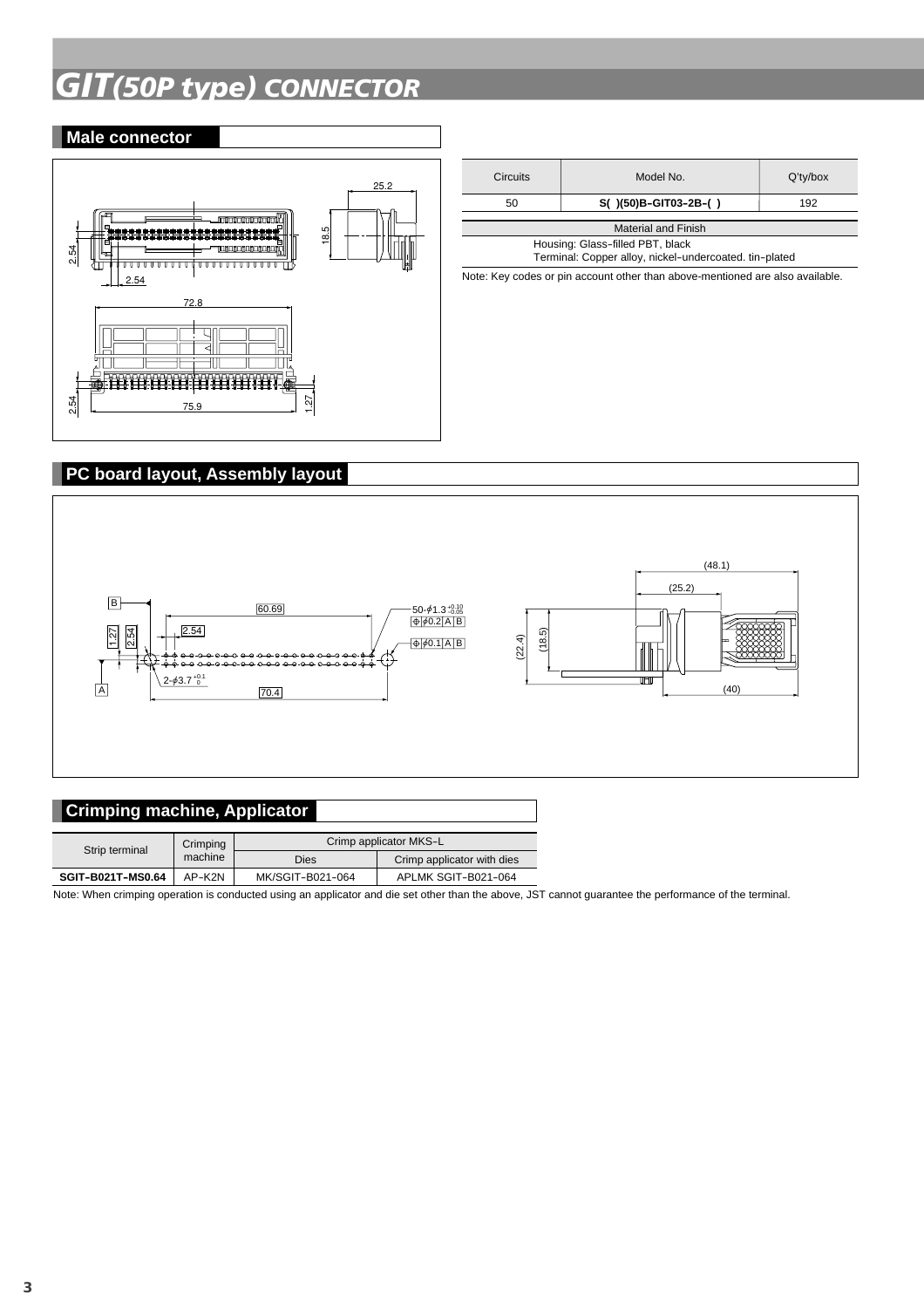# *GIT(50P type) CONNECTOR*

## Male connector

25.2
18.5
2.54
2.54
72.8
2.54
75.9
1.27

| Circuits | Model No. | Q'ty/box |
| --- | --- | --- |
| 50 | **S( )(50)B-GIT03-2B-( )** | 192 |

| Material and Finish |
| --- |
| Housing: Glass-filled PBT, black<br>Terminal: Copper alloy, nickel-undercoated. tin-plated |

Note: Key codes or pin account other than above-mentioned are also available.

## PC board layout, Assembly layout

B
60.69
50-$\phi1.3^{+0.10}_{-0.05}$
⌖ $\phi$0.2 A B
1.27
2.54
2.54
⌖ $\phi$0.1 A B
2-$\phi3.7^{+0.1}_{0}$
A
70.4

(48.1)
(25.2)
(22.4)
(18.5)
(40)

## Crimping machine, Applicator

| Strip terminal | Crimping machine | Crimp applicator MKS-L | |
| --- | --- | --- | --- |
| | | Dies | Crimp applicator with dies |
| **SGIT-B021T-MS0.64** | AP-K2N | MK/SGIT-B021-064 | APLMK SGIT-B021-064 |

Note: When crimping operation is conducted using an applicator and die set other than the above, JST cannot guarantee the performance of the terminal.